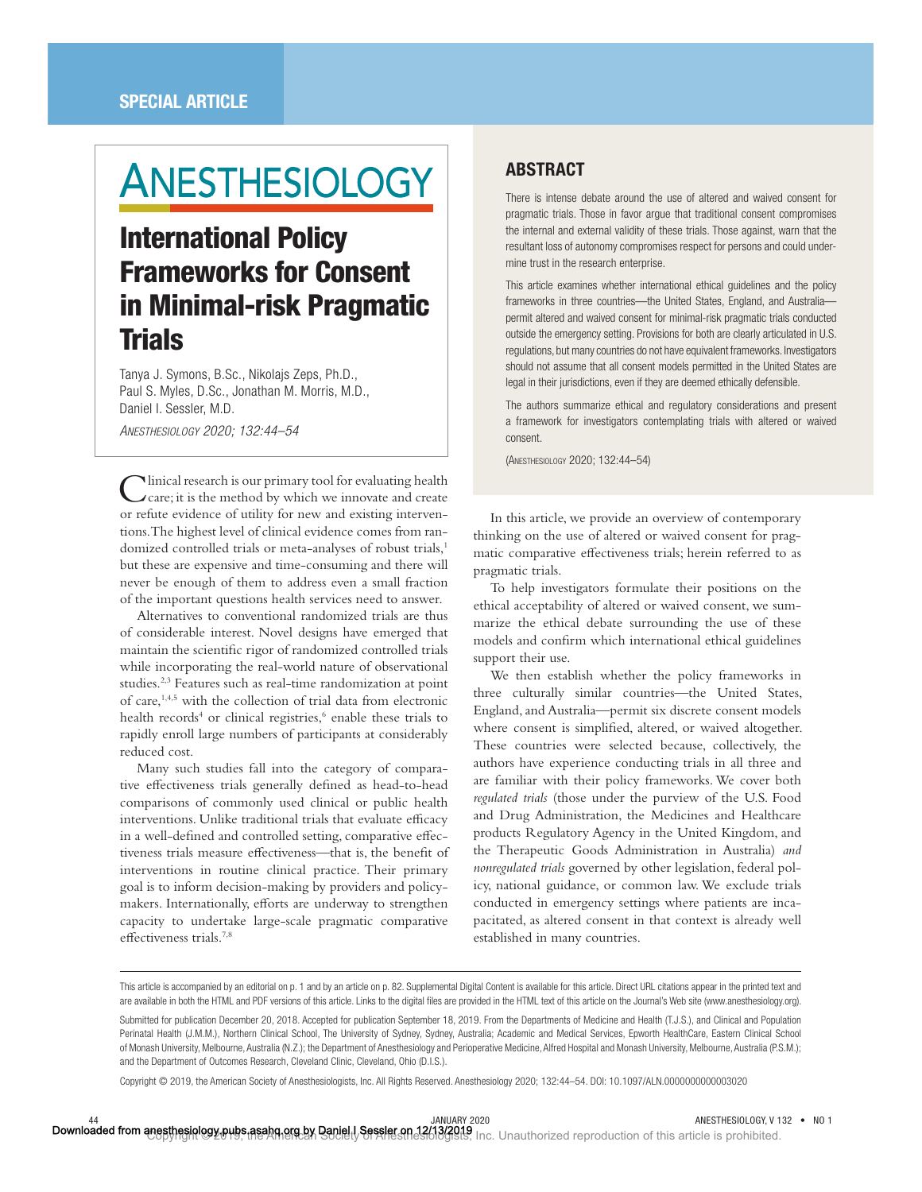SPECIAL ARTICLE

# International Policy Frameworks for Consent in Minimal-risk Pragmatic Trials

Tanya J. Symons, B.Sc., Nikolajs Zeps, Ph.D., Paul S. Myles, D.Sc., Jonathan M. Morris, M.D., Daniel I. Sessler, M.D.

*ANESTHESIOLOGY 2020; 132:44–54*

## ABSTRACT

There is intense debate around the use of altered and waived consent for pragmatic trials. Those in favor argue that traditional consent compromises the internal and external validity of these trials. Those against, warn that the resultant loss of autonomy compromises respect for persons and could undermine trust in the research enterprise.

This article examines whether international ethical guidelines and the policy frameworks in three countries—the United States, England, and Australia—permit altered and waived consent for minimal-risk pragmatic trials conducted outside the emergency setting. Provisions for both are clearly articulated in U.S. regulations, but many countries do not have equivalent frameworks. Investigators should not assume that all consent models permitted in the United States are legal in their jurisdictions, even if they are deemed ethically defensible.

The authors summarize ethical and regulatory considerations and present a framework for investigators contemplating trials with altered or waived consent.

(ANESTHESIOLOGY 2020; 132:44–54)

Clinical research is our primary tool for evaluating health care; it is the method by which we innovate and create or refute evidence of utility for new and existing interventions. The highest level of clinical evidence comes from randomized controlled trials or meta-analyses of robust trials,[1] but these are expensive and time-consuming and there will never be enough of them to address even a small fraction of the important questions health services need to answer.

Alternatives to conventional randomized trials are thus of considerable interest. Novel designs have emerged that maintain the scientific rigor of randomized controlled trials while incorporating the real-world nature of observational studies.[2,3] Features such as real-time randomization at point of care,[1,4,5] with the collection of trial data from electronic health records[4] or clinical registries,[6] enable these trials to rapidly enroll large numbers of participants at considerably reduced cost.

Many such studies fall into the category of comparative effectiveness trials generally defined as head-to-head comparisons of commonly used clinical or public health interventions. Unlike traditional trials that evaluate efficacy in a well-defined and controlled setting, comparative effectiveness trials measure effectiveness—that is, the benefit of interventions in routine clinical practice. Their primary goal is to inform decision-making by providers and policymakers. Internationally, efforts are underway to strengthen capacity to undertake large-scale pragmatic comparative effectiveness trials.[7,8]

In this article, we provide an overview of contemporary thinking on the use of altered or waived consent for pragmatic comparative effectiveness trials; herein referred to as pragmatic trials.

To help investigators formulate their positions on the ethical acceptability of altered or waived consent, we summarize the ethical debate surrounding the use of these models and confirm which international ethical guidelines support their use.

We then establish whether the policy frameworks in three culturally similar countries—the United States, England, and Australia—permit six discrete consent models where consent is simplified, altered, or waived altogether. These countries were selected because, collectively, the authors have experience conducting trials in all three and are familiar with their policy frameworks. We cover both *regulated trials* (those under the purview of the U.S. Food and Drug Administration, the Medicines and Healthcare products Regulatory Agency in the United Kingdom, and the Therapeutic Goods Administration in Australia) *and nonregulated trials* governed by other legislation, federal policy, national guidance, or common law. We exclude trials conducted in emergency settings where patients are incapacitated, as altered consent in that context is already well established in many countries.

This article is accompanied by an editorial on p. 1 and by an article on p. 82. Supplemental Digital Content is available for this article. Direct URL citations appear in the printed text and are available in both the HTML and PDF versions of this article. Links to the digital files are provided in the HTML text of this article on the Journal's Web site (www.anesthesiology.org).

Submitted for publication December 20, 2018. Accepted for publication September 18, 2019. From the Departments of Medicine and Health (T.J.S.), and Clinical and Population Perinatal Health (J.M.M.), Northern Clinical School, The University of Sydney, Sydney, Australia; Academic and Medical Services, Epworth HealthCare, Eastern Clinical School of Monash University, Melbourne, Australia (N.Z.); the Department of Anesthesiology and Perioperative Medicine, Alfred Hospital and Monash University, Melbourne, Australia (P.S.M.); and the Department of Outcomes Research, Cleveland Clinic, Cleveland, Ohio (D.I.S.).

Copyright © 2019, the American Society of Anesthesiologists, Inc. All Rights Reserved. Anesthesiology 2020; 132:44–54. DOI: 10.1097/ALN.0000000000003020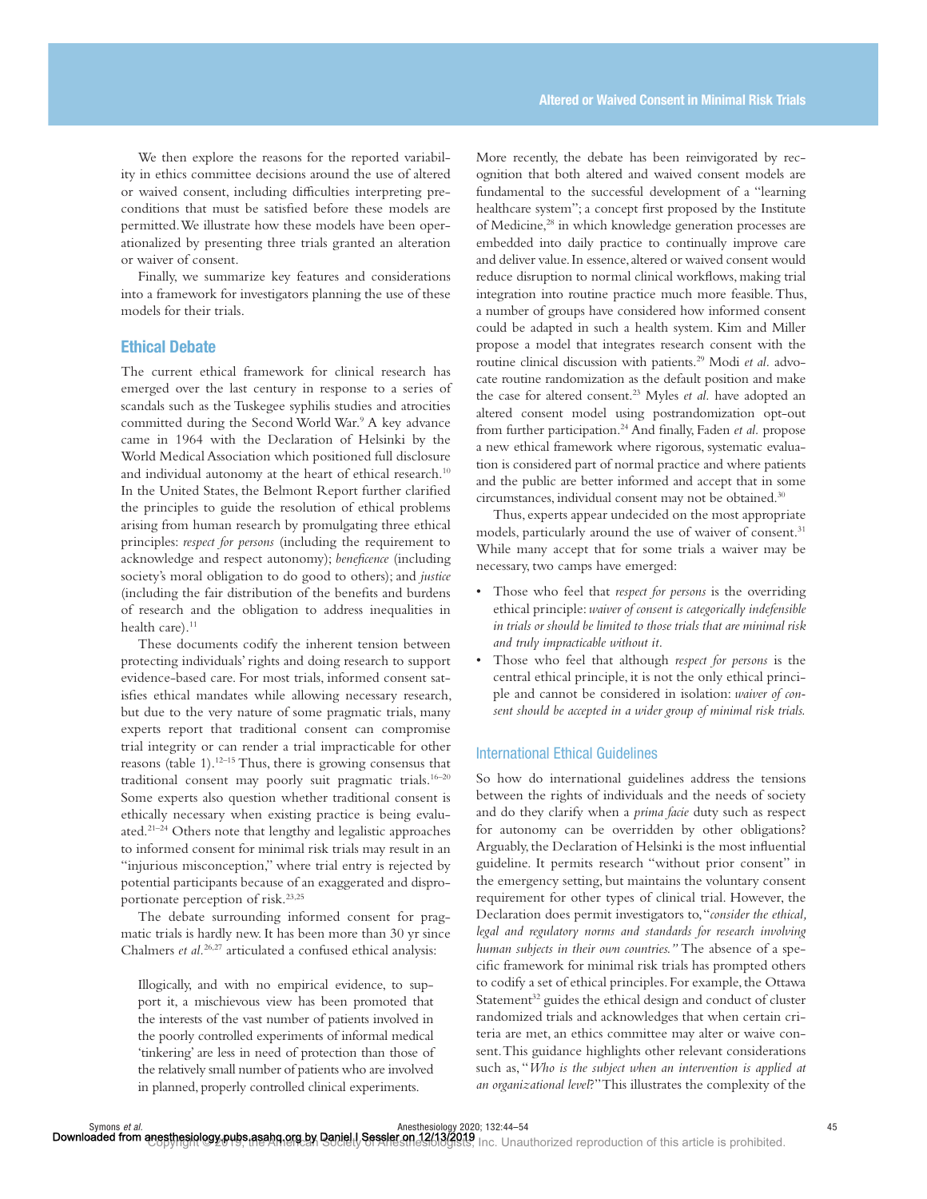We then explore the reasons for the reported variability in ethics committee decisions around the use of altered or waived consent, including difficulties interpreting preconditions that must be satisfied before these models are permitted. We illustrate how these models have been operationalized by presenting three trials granted an alteration or waiver of consent.

Finally, we summarize key features and considerations into a framework for investigators planning the use of these models for their trials.

## Ethical Debate

The current ethical framework for clinical research has emerged over the last century in response to a series of scandals such as the Tuskegee syphilis studies and atrocities committed during the Second World War.[9] A key advance came in 1964 with the Declaration of Helsinki by the World Medical Association which positioned full disclosure and individual autonomy at the heart of ethical research.[10] In the United States, the Belmont Report further clarified the principles to guide the resolution of ethical problems arising from human research by promulgating three ethical principles: *respect for persons* (including the requirement to acknowledge and respect autonomy); *beneficence* (including society's moral obligation to do good to others); and *justice* (including the fair distribution of the benefits and burdens of research and the obligation to address inequalities in health care).[11]

These documents codify the inherent tension between protecting individuals' rights and doing research to support evidence-based care. For most trials, informed consent satisfies ethical mandates while allowing necessary research, but due to the very nature of some pragmatic trials, many experts report that traditional consent can compromise trial integrity or can render a trial impracticable for other reasons (table 1).[12–15] Thus, there is growing consensus that traditional consent may poorly suit pragmatic trials.[16–20] Some experts also question whether traditional consent is ethically necessary when existing practice is being evaluated.[21–24] Others note that lengthy and legalistic approaches to informed consent for minimal risk trials may result in an "injurious misconception," where trial entry is rejected by potential participants because of an exaggerated and disproportionate perception of risk.[23,25]

The debate surrounding informed consent for pragmatic trials is hardly new. It has been more than 30 yr since Chalmers *et al.*[26,27] articulated a confused ethical analysis:

> Illogically, and with no empirical evidence, to support it, a mischievous view has been promoted that the interests of the vast number of patients involved in the poorly controlled experiments of informal medical 'tinkering' are less in need of protection than those of the relatively small number of patients who are involved in planned, properly controlled clinical experiments.

More recently, the debate has been reinvigorated by recognition that both altered and waived consent models are fundamental to the successful development of a "learning healthcare system"; a concept first proposed by the Institute of Medicine,[28] in which knowledge generation processes are embedded into daily practice to continually improve care and deliver value. In essence, altered or waived consent would reduce disruption to normal clinical workflows, making trial integration into routine practice much more feasible. Thus, a number of groups have considered how informed consent could be adapted in such a health system. Kim and Miller propose a model that integrates research consent with the routine clinical discussion with patients.[29] Modi *et al.* advocate routine randomization as the default position and make the case for altered consent.[23] Myles *et al.* have adopted an altered consent model using postrandomization opt-out from further participation.[24] And finally, Faden *et al.* propose a new ethical framework where rigorous, systematic evaluation is considered part of normal practice and where patients and the public are better informed and accept that in some circumstances, individual consent may not be obtained.[30]

Thus, experts appear undecided on the most appropriate models, particularly around the use of waiver of consent.[31] While many accept that for some trials a waiver may be necessary, two camps have emerged:

- Those who feel that *respect for persons* is the overriding ethical principle: *waiver of consent is categorically indefensible in trials or should be limited to those trials that are minimal risk and truly impracticable without it.*
- Those who feel that although *respect for persons* is the central ethical principle, it is not the only ethical principle and cannot be considered in isolation: *waiver of consent should be accepted in a wider group of minimal risk trials.*

### International Ethical Guidelines

So how do international guidelines address the tensions between the rights of individuals and the needs of society and do they clarify when a *prima facie* duty such as respect for autonomy can be overridden by other obligations? Arguably, the Declaration of Helsinki is the most influential guideline. It permits research "without prior consent" in the emergency setting, but maintains the voluntary consent requirement for other types of clinical trial. However, the Declaration does permit investigators to, "*consider the ethical, legal and regulatory norms and standards for research involving human subjects in their own countries.*" The absence of a specific framework for minimal risk trials has prompted others to codify a set of ethical principles. For example, the Ottawa Statement[32] guides the ethical design and conduct of cluster randomized trials and acknowledges that when certain criteria are met, an ethics committee may alter or waive consent. This guidance highlights other relevant considerations such as, "*Who is the subject when an intervention is applied at an organizational level?*" This illustrates the complexity of the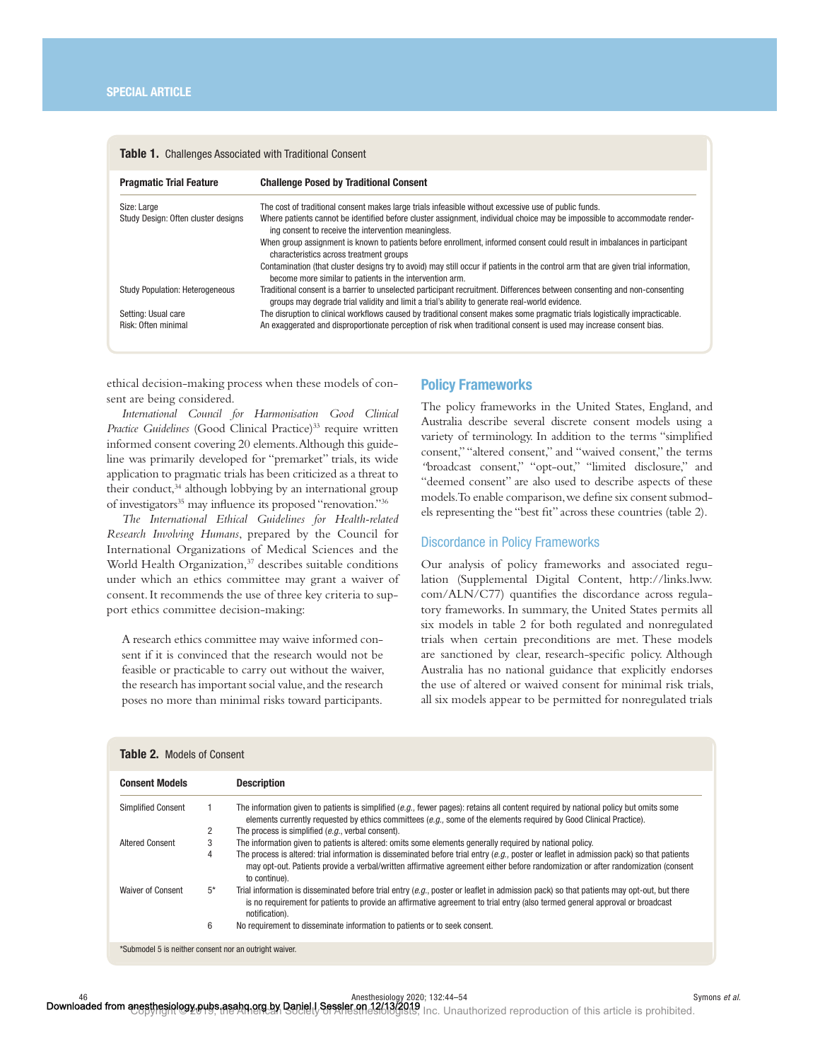**Table 1.** Challenges Associated with Traditional Consent

| Pragmatic Trial Feature | Challenge Posed by Traditional Consent |
|---|---|
| Size: Large | The cost of traditional consent makes large trials infeasible without excessive use of public funds. |
| Study Design: Often cluster designs | Where patients cannot be identified before cluster assignment, individual choice may be impossible to accommodate rendering consent to receive the intervention meaningless. |
| | When group assignment is known to patients before enrollment, informed consent could result in imbalances in participant characteristics across treatment groups |
| | Contamination (that cluster designs try to avoid) may still occur if patients in the control arm that are given trial information, become more similar to patients in the intervention arm. |
| Study Population: Heterogeneous | Traditional consent is a barrier to unselected participant recruitment. Differences between consenting and non-consenting groups may degrade trial validity and limit a trial's ability to generate real-world evidence. |
| Setting: Usual care | The disruption to clinical workflows caused by traditional consent makes some pragmatic trials logistically impracticable. |
| Risk: Often minimal | An exaggerated and disproportionate perception of risk when traditional consent is used may increase consent bias. |

ethical decision-making process when these models of consent are being considered.

*International Council for Harmonisation Good Clinical Practice Guidelines* (Good Clinical Practice)[33] require written informed consent covering 20 elements. Although this guideline was primarily developed for "premarket" trials, its wide application to pragmatic trials has been criticized as a threat to their conduct,[34] although lobbying by an international group of investigators[35] may influence its proposed "renovation."[36]

*The International Ethical Guidelines for Health-related Research Involving Humans*, prepared by the Council for International Organizations of Medical Sciences and the World Health Organization,[37] describes suitable conditions under which an ethics committee may grant a waiver of consent. It recommends the use of three key criteria to support ethics committee decision-making:

> A research ethics committee may waive informed consent if it is convinced that the research would not be feasible or practicable to carry out without the waiver, the research has important social value, and the research poses no more than minimal risks toward participants.

## Policy Frameworks

The policy frameworks in the United States, England, and Australia describe several discrete consent models using a variety of terminology. In addition to the terms "simplified consent," "altered consent," and "waived consent," the terms "broadcast consent," "opt-out," "limited disclosure," and "deemed consent" are also used to describe aspects of these models. To enable comparison, we define six consent submodels representing the "best fit" across these countries (table 2).

### Discordance in Policy Frameworks

Our analysis of policy frameworks and associated regulation (Supplemental Digital Content, http://links.lww.com/ALN/C77) quantifies the discordance across regulatory frameworks. In summary, the United States permits all six models in table 2 for both regulated and nonregulated trials when certain preconditions are met. These models are sanctioned by clear, research-specific policy. Although Australia has no national guidance that explicitly endorses the use of altered or waived consent for minimal risk trials, all six models appear to be permitted for nonregulated trials

**Table 2.** Models of Consent

| Consent Models | | Description |
|---|---|---|
| Simplified Consent | 1 | The information given to patients is simplified (*e.g.*, fewer pages): retains all content required by national policy but omits some elements currently requested by ethics committees (*e.g.*, some of the elements required by Good Clinical Practice). |
| | 2 | The process is simplified (*e.g.*, verbal consent). |
| Altered Consent | 3 | The information given to patients is altered: omits some elements generally required by national policy. |
| | 4 | The process is altered: trial information is disseminated before trial entry (*e.g.*, poster or leaflet in admission pack) so that patients may opt-out. Patients provide a verbal/written affirmative agreement either before randomization or after randomization (consent to continue). |
| Waiver of Consent | 5* | Trial information is disseminated before trial entry (*e.g.*, poster or leaflet in admission pack) so that patients may opt-out, but there is no requirement for patients to provide an affirmative agreement to trial entry (also termed general approval or broadcast notification). |
| | 6 | No requirement to disseminate information to patients or to seek consent. |

*Submodel 5 is neither consent nor an outright waiver.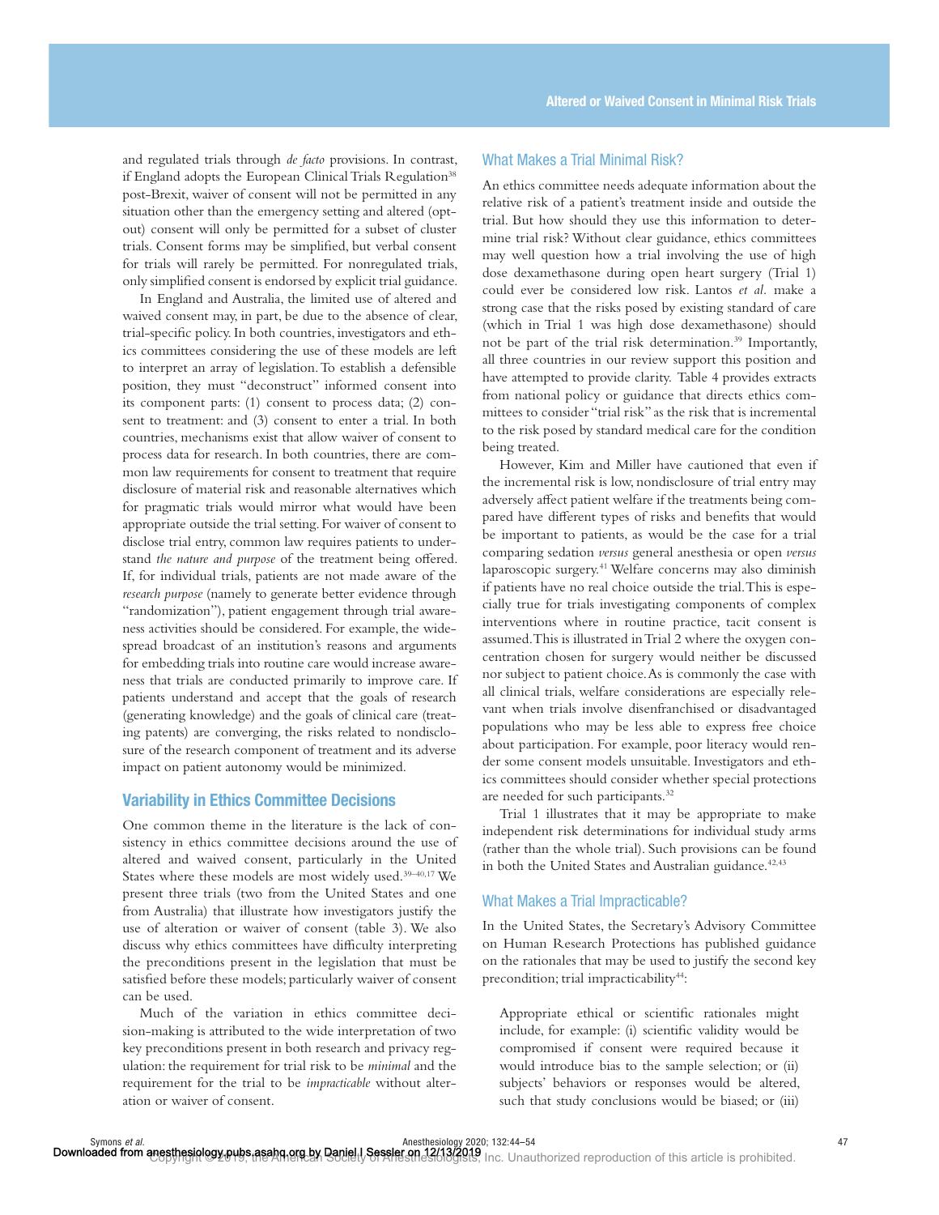and regulated trials through *de facto* provisions. In contrast, if England adopts the European Clinical Trials Regulation[38] post-Brexit, waiver of consent will not be permitted in any situation other than the emergency setting and altered (opt-out) consent will only be permitted for a subset of cluster trials. Consent forms may be simplified, but verbal consent for trials will rarely be permitted. For nonregulated trials, only simplified consent is endorsed by explicit trial guidance.

In England and Australia, the limited use of altered and waived consent may, in part, be due to the absence of clear, trial-specific policy. In both countries, investigators and ethics committees considering the use of these models are left to interpret an array of legislation. To establish a defensible position, they must "deconstruct" informed consent into its component parts: (1) consent to process data; (2) consent to treatment: and (3) consent to enter a trial. In both countries, mechanisms exist that allow waiver of consent to process data for research. In both countries, there are common law requirements for consent to treatment that require disclosure of material risk and reasonable alternatives which for pragmatic trials would mirror what would have been appropriate outside the trial setting. For waiver of consent to disclose trial entry, common law requires patients to understand *the nature and purpose* of the treatment being offered. If, for individual trials, patients are not made aware of the *research purpose* (namely to generate better evidence through "randomization"), patient engagement through trial awareness activities should be considered. For example, the widespread broadcast of an institution's reasons and arguments for embedding trials into routine care would increase awareness that trials are conducted primarily to improve care. If patients understand and accept that the goals of research (generating knowledge) and the goals of clinical care (treating patents) are converging, the risks related to nondisclosure of the research component of treatment and its adverse impact on patient autonomy would be minimized.

## Variability in Ethics Committee Decisions

One common theme in the literature is the lack of consistency in ethics committee decisions around the use of altered and waived consent, particularly in the United States where these models are most widely used.[39–40,17] We present three trials (two from the United States and one from Australia) that illustrate how investigators justify the use of alteration or waiver of consent (table 3). We also discuss why ethics committees have difficulty interpreting the preconditions present in the legislation that must be satisfied before these models; particularly waiver of consent can be used.

Much of the variation in ethics committee decision-making is attributed to the wide interpretation of two key preconditions present in both research and privacy regulation: the requirement for trial risk to be *minimal* and the requirement for the trial to be *impracticable* without alteration or waiver of consent.

### What Makes a Trial Minimal Risk?

An ethics committee needs adequate information about the relative risk of a patient's treatment inside and outside the trial. But how should they use this information to determine trial risk? Without clear guidance, ethics committees may well question how a trial involving the use of high dose dexamethasone during open heart surgery (Trial 1) could ever be considered low risk. Lantos *et al.* make a strong case that the risks posed by existing standard of care (which in Trial 1 was high dose dexamethasone) should not be part of the trial risk determination.[39] Importantly, all three countries in our review support this position and have attempted to provide clarity. Table 4 provides extracts from national policy or guidance that directs ethics committees to consider "trial risk" as the risk that is incremental to the risk posed by standard medical care for the condition being treated.

However, Kim and Miller have cautioned that even if the incremental risk is low, nondisclosure of trial entry may adversely affect patient welfare if the treatments being compared have different types of risks and benefits that would be important to patients, as would be the case for a trial comparing sedation *versus* general anesthesia or open *versus* laparoscopic surgery.[41] Welfare concerns may also diminish if patients have no real choice outside the trial. This is especially true for trials investigating components of complex interventions where in routine practice, tacit consent is assumed. This is illustrated in Trial 2 where the oxygen concentration chosen for surgery would neither be discussed nor subject to patient choice. As is commonly the case with all clinical trials, welfare considerations are especially relevant when trials involve disenfranchised or disadvantaged populations who may be less able to express free choice about participation. For example, poor literacy would render some consent models unsuitable. Investigators and ethics committees should consider whether special protections are needed for such participants.[32]

Trial 1 illustrates that it may be appropriate to make independent risk determinations for individual study arms (rather than the whole trial). Such provisions can be found in both the United States and Australian guidance.[42,43]

### What Makes a Trial Impracticable?

In the United States, the Secretary's Advisory Committee on Human Research Protections has published guidance on the rationales that may be used to justify the second key precondition; trial impracticability[44]:

> Appropriate ethical or scientific rationales might include, for example: (i) scientific validity would be compromised if consent were required because it would introduce bias to the sample selection; or (ii) subjects' behaviors or responses would be altered, such that study conclusions would be biased; or (iii)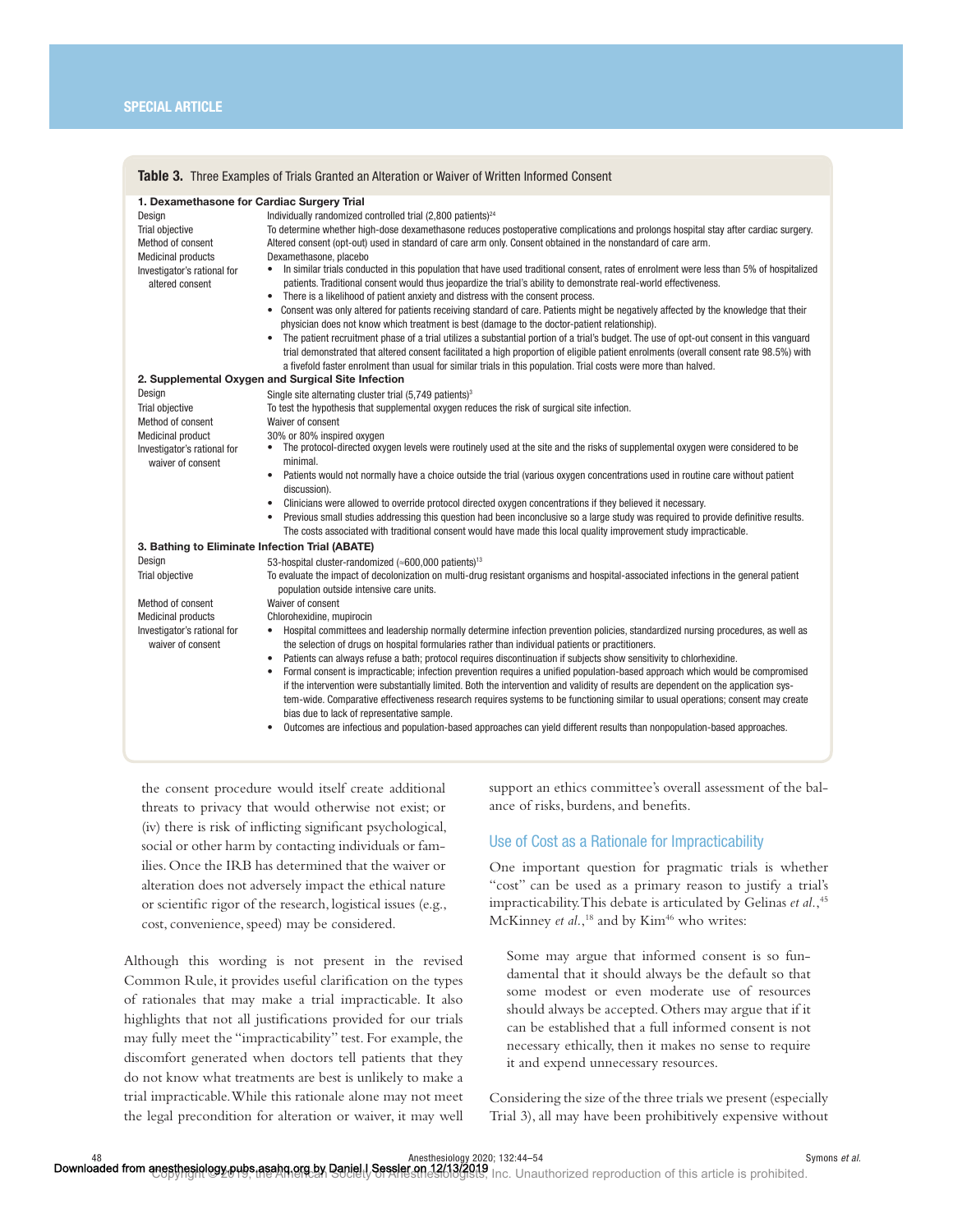**Table 3.** Three Examples of Trials Granted an Alteration or Waiver of Written Informed Consent

| | |
|---|---|
| **1. Dexamethasone for Cardiac Surgery Trial** | |
| Design | Individually randomized controlled trial (2,800 patients)[24] |
| Trial objective | To determine whether high-dose dexamethasone reduces postoperative complications and prolongs hospital stay after cardiac surgery. |
| Method of consent | Altered consent (opt-out) used in standard of care arm only. Consent obtained in the nonstandard of care arm. |
| Medicinal products | Dexamethasone, placebo |
| Investigator's rational for altered consent | • In similar trials conducted in this population that have used traditional consent, rates of enrolment were less than 5% of hospitalized patients. Traditional consent would thus jeopardize the trial's ability to demonstrate real-world effectiveness. <br> • There is a likelihood of patient anxiety and distress with the consent process. <br> • Consent was only altered for patients receiving standard of care. Patients might be negatively affected by the knowledge that their physician does not know which treatment is best (damage to the doctor-patient relationship). <br> • The patient recruitment phase of a trial utilizes a substantial portion of a trial's budget. The use of opt-out consent in this vanguard trial demonstrated that altered consent facilitated a high proportion of eligible patient enrolments (overall consent rate 98.5%) with a fivefold faster enrolment than usual for similar trials in this population. Trial costs were more than halved. |
| **2. Supplemental Oxygen and Surgical Site Infection** | |
| Design | Single site alternating cluster trial (5,749 patients)[3] |
| Trial objective | To test the hypothesis that supplemental oxygen reduces the risk of surgical site infection. |
| Method of consent | Waiver of consent |
| Medicinal product | 30% or 80% inspired oxygen |
| Investigator's rational for waiver of consent | • The protocol-directed oxygen levels were routinely used at the site and the risks of supplemental oxygen were considered to be minimal. <br> • Patients would not normally have a choice outside the trial (various oxygen concentrations used in routine care without patient discussion). <br> • Clinicians were allowed to override protocol directed oxygen concentrations if they believed it necessary. <br> • Previous small studies addressing this question had been inconclusive so a large study was required to provide definitive results. The costs associated with traditional consent would have made this local quality improvement study impracticable. |
| **3. Bathing to Eliminate Infection Trial (ABATE)** | |
| Design | 53-hospital cluster-randomized (≈600,000 patients)[13] |
| Trial objective | To evaluate the impact of decolonization on multi-drug resistant organisms and hospital-associated infections in the general patient population outside intensive care units. |
| Method of consent | Waiver of consent |
| Medicinal products | Chlorohexidine, mupirocin |
| Investigator's rational for waiver of consent | • Hospital committees and leadership normally determine infection prevention policies, standardized nursing procedures, as well as the selection of drugs on hospital formularies rather than individual patients or practitioners. <br> • Patients can always refuse a bath; protocol requires discontinuation if subjects show sensitivity to chlorhexidine. <br> • Formal consent is impracticable; infection prevention requires a unified population-based approach which would be compromised if the intervention were substantially limited. Both the intervention and validity of results are dependent on the application system-wide. Comparative effectiveness research requires systems to be functioning similar to usual operations; consent may create bias due to lack of representative sample. <br> • Outcomes are infectious and population-based approaches can yield different results than nonpopulation-based approaches. |

> the consent procedure would itself create additional threats to privacy that would otherwise not exist; or (iv) there is risk of inflicting significant psychological, social or other harm by contacting individuals or families. Once the IRB has determined that the waiver or alteration does not adversely impact the ethical nature or scientific rigor of the research, logistical issues (e.g., cost, convenience, speed) may be considered.

Although this wording is not present in the revised Common Rule, it provides useful clarification on the types of rationales that may make a trial impracticable. It also highlights that not all justifications provided for our trials may fully meet the "impracticability" test. For example, the discomfort generated when doctors tell patients that they do not know what treatments are best is unlikely to make a trial impracticable. While this rationale alone may not meet the legal precondition for alteration or waiver, it may well support an ethics committee's overall assessment of the balance of risks, burdens, and benefits.

## Use of Cost as a Rationale for Impracticability

One important question for pragmatic trials is whether "cost" can be used as a primary reason to justify a trial's impracticability. This debate is articulated by Gelinas *et al.*,[45] McKinney *et al.*,[18] and by Kim[46] who writes:

> Some may argue that informed consent is so fundamental that it should always be the default so that some modest or even moderate use of resources should always be accepted. Others may argue that if it can be established that a full informed consent is not necessary ethically, then it makes no sense to require it and expend unnecessary resources.

Considering the size of the three trials we present (especially Trial 3), all may have been prohibitively expensive without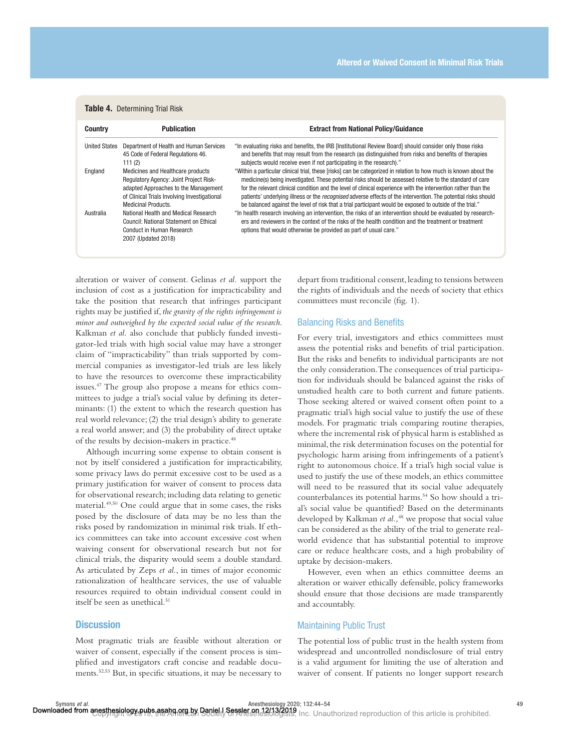**Table 4.** Determining Trial Risk

| Country | Publication | Extract from National Policy/Guidance |
|---|---|---|
| United States | Department of Health and Human Services 45 Code of Federal Regulations 46. 111 (2) | "In evaluating risks and benefits, the IRB [Institutional Review Board] should consider only those risks and benefits that may result from the research (as distinguished from risks and benefits of therapies subjects would receive even if not participating in the research)." |
| England | Medicines and Healthcare products Regulatory Agency: Joint Project Risk-adapted Approaches to the Management of Clinical Trials Involving Investigational Medicinal Products. | "Within a particular clinical trial, these [risks] can be categorized in relation to how much is known about the medicine(s) being investigated. These potential risks should be assessed relative to the standard of care for the relevant clinical condition and the level of clinical experience with the intervention rather than the patients' underlying illness or the *recognised* adverse effects of the intervention. The potential risks should be balanced against the level of risk that a trial participant would be exposed to outside of the trial." |
| Australia | National Health and Medical Research Council: National Statement on Ethical Conduct in Human Research 2007 (Updated 2018) | "In health research involving an intervention, the risks of an intervention should be evaluated by researchers and reviewers in the context of the risks of the health condition and the treatment or treatment options that would otherwise be provided as part of usual care." |

alteration or waiver of consent. Gelinas *et al.* support the inclusion of cost as a justification for impracticability and take the position that research that infringes participant rights may be justified if, *the gravity of the rights infringement is minor and outweighed by the expected social value of the research*. Kalkman *et al.* also conclude that publicly funded investigator-led trials with high social value may have a stronger claim of "impracticability" than trials supported by commercial companies as investigator-led trials are less likely to have the resources to overcome these impracticability issues.[47] The group also propose a means for ethics committees to judge a trial's social value by defining its determinants: (1) the extent to which the research question has real world relevance; (2) the trial design's ability to generate a real world answer; and (3) the probability of direct uptake of the results by decision-makers in practice.[48]

Although incurring some expense to obtain consent is not by itself considered a justification for impracticability, some privacy laws do permit excessive cost to be used as a primary justification for waiver of consent to process data for observational research; including data relating to genetic material.[49,50] One could argue that in some cases, the risks posed by the disclosure of data may be no less than the risks posed by randomization in minimal risk trials. If ethics committees can take into account excessive cost when waiving consent for observational research but not for clinical trials, the disparity would seem a double standard. As articulated by Zeps *et al.*, in times of major economic rationalization of healthcare services, the use of valuable resources required to obtain individual consent could in itself be seen as unethical.[51]

## Discussion

Most pragmatic trials are feasible without alteration or waiver of consent, especially if the consent process is simplified and investigators craft concise and readable documents.[52,53] But, in specific situations, it may be necessary to depart from traditional consent, leading to tensions between the rights of individuals and the needs of society that ethics committees must reconcile (fig. 1).

### Balancing Risks and Benefits

For every trial, investigators and ethics committees must assess the potential risks and benefits of trial participation. But the risks and benefits to individual participants are not the only consideration. The consequences of trial participation for individuals should be balanced against the risks of unstudied health care to both current and future patients. Those seeking altered or waived consent often point to a pragmatic trial's high social value to justify the use of these models. For pragmatic trials comparing routine therapies, where the incremental risk of physical harm is established as minimal, the risk determination focuses on the potential for psychologic harm arising from infringements of a patient's right to autonomous choice. If a trial's high social value is used to justify the use of these models, an ethics committee will need to be reassured that its social value adequately counterbalances its potential harms.[54] So how should a trial's social value be quantified? Based on the determinants developed by Kalkman *et al.*,[48] we propose that social value can be considered as the ability of the trial to generate real-world evidence that has substantial potential to improve care or reduce healthcare costs, and a high probability of uptake by decision-makers.

However, even when an ethics committee deems an alteration or waiver ethically defensible, policy frameworks should ensure that those decisions are made transparently and accountably.

### Maintaining Public Trust

The potential loss of public trust in the health system from widespread and uncontrolled nondisclosure of trial entry is a valid argument for limiting the use of alteration and waiver of consent. If patients no longer support research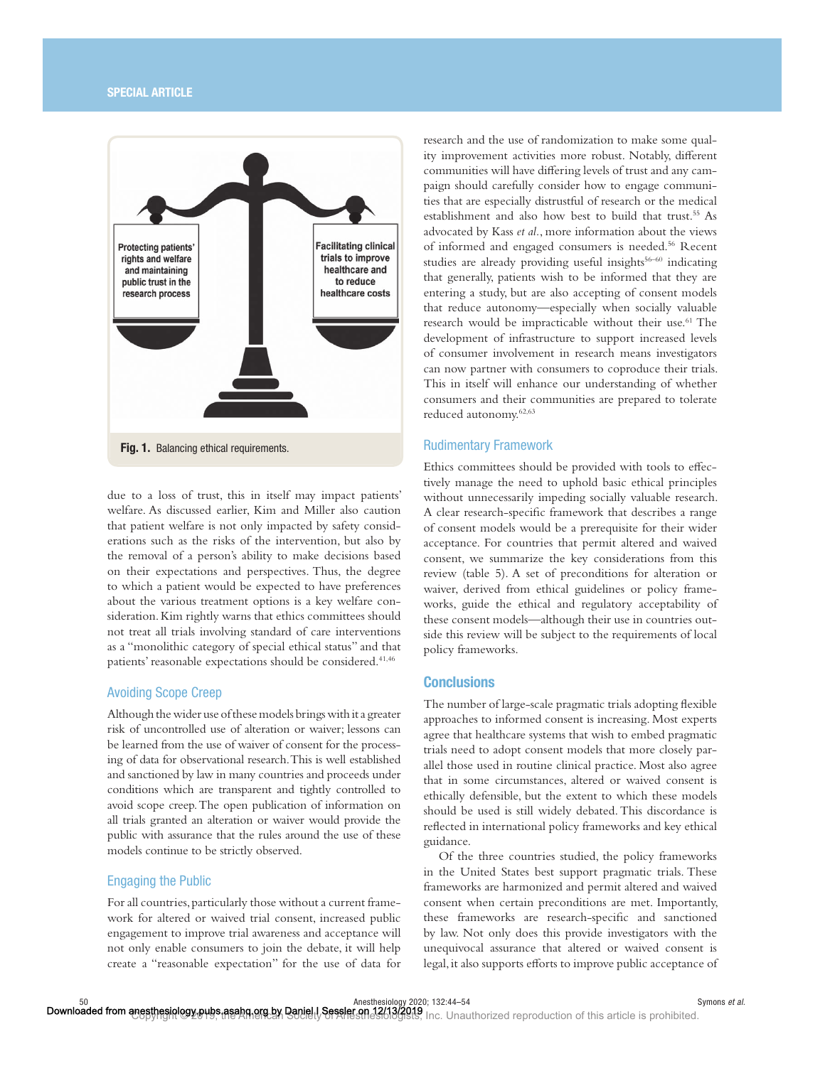Protecting patients' rights and welfare and maintaining public trust in the research process

Facilitating clinical trials to improve healthcare and to reduce healthcare costs

**Fig. 1.** Balancing ethical requirements.

due to a loss of trust, this in itself may impact patients' welfare. As discussed earlier, Kim and Miller also caution that patient welfare is not only impacted by safety considerations such as the risks of the intervention, but also by the removal of a person's ability to make decisions based on their expectations and perspectives. Thus, the degree to which a patient would be expected to have preferences about the various treatment options is a key welfare consideration. Kim rightly warns that ethics committees should not treat all trials involving standard of care interventions as a "monolithic category of special ethical status" and that patients' reasonable expectations should be considered.[41,46]

## Avoiding Scope Creep

Although the wider use of these models brings with it a greater risk of uncontrolled use of alteration or waiver; lessons can be learned from the use of waiver of consent for the processing of data for observational research. This is well established and sanctioned by law in many countries and proceeds under conditions which are transparent and tightly controlled to avoid scope creep. The open publication of information on all trials granted an alteration or waiver would provide the public with assurance that the rules around the use of these models continue to be strictly observed.

## Engaging the Public

For all countries, particularly those without a current framework for altered or waived trial consent, increased public engagement to improve trial awareness and acceptance will not only enable consumers to join the debate, it will help create a "reasonable expectation" for the use of data for research and the use of randomization to make some quality improvement activities more robust. Notably, different communities will have differing levels of trust and any campaign should carefully consider how to engage communities that are especially distrustful of research or the medical establishment and also how best to build that trust.[55] As advocated by Kass *et al.*, more information about the views of informed and engaged consumers is needed.[56] Recent studies are already providing useful insights[56–60] indicating that generally, patients wish to be informed that they are entering a study, but are also accepting of consent models that reduce autonomy—especially when socially valuable research would be impracticable without their use.[61] The development of infrastructure to support increased levels of consumer involvement in research means investigators can now partner with consumers to coproduce their trials. This in itself will enhance our understanding of whether consumers and their communities are prepared to tolerate reduced autonomy.[62,63]

## Rudimentary Framework

Ethics committees should be provided with tools to effectively manage the need to uphold basic ethical principles without unnecessarily impeding socially valuable research. A clear research-specific framework that describes a range of consent models would be a prerequisite for their wider acceptance. For countries that permit altered and waived consent, we summarize the key considerations from this review (table 5). A set of preconditions for alteration or waiver, derived from ethical guidelines or policy frameworks, guide the ethical and regulatory acceptability of these consent models—although their use in countries outside this review will be subject to the requirements of local policy frameworks.

# Conclusions

The number of large-scale pragmatic trials adopting flexible approaches to informed consent is increasing. Most experts agree that healthcare systems that wish to embed pragmatic trials need to adopt consent models that more closely parallel those used in routine clinical practice. Most also agree that in some circumstances, altered or waived consent is ethically defensible, but the extent to which these models should be used is still widely debated. This discordance is reflected in international policy frameworks and key ethical guidance.

Of the three countries studied, the policy frameworks in the United States best support pragmatic trials. These frameworks are harmonized and permit altered and waived consent when certain preconditions are met. Importantly, these frameworks are research-specific and sanctioned by law. Not only does this provide investigators with the unequivocal assurance that altered or waived consent is legal, it also supports efforts to improve public acceptance of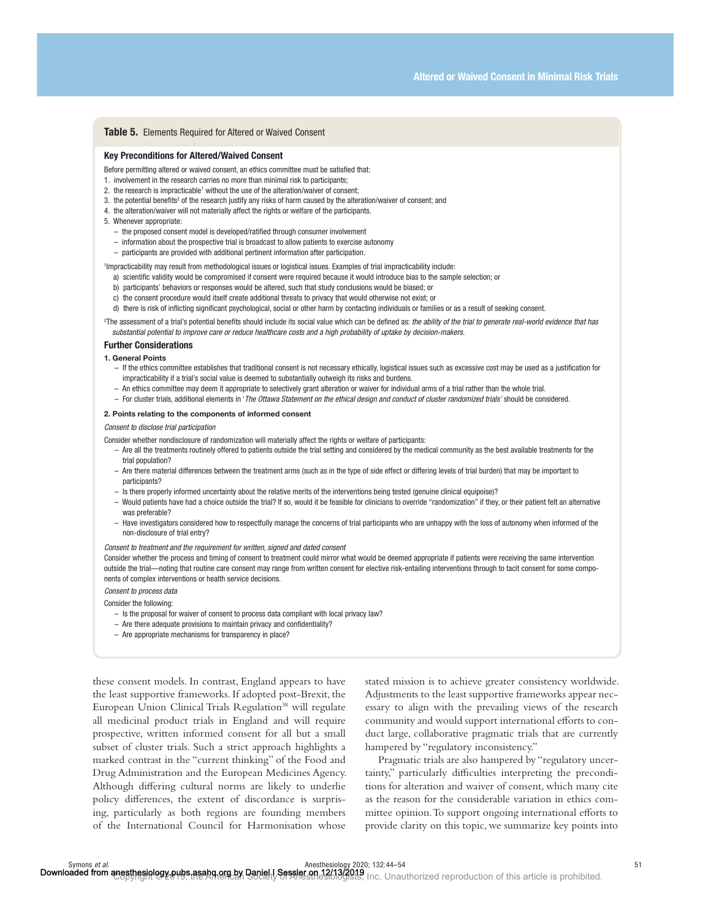**Table 5.** Elements Required for Altered or Waived Consent

### Key Preconditions for Altered/Waived Consent

Before permitting altered or waived consent, an ethics committee must be satisfied that:

1. involvement in the research carries no more than minimal risk to participants;
2. the research is impracticable[1] without the use of the alteration/waiver of consent;
3. the potential benefits[2] of the research justify any risks of harm caused by the alteration/waiver of consent; and
4. the alteration/waiver will not materially affect the rights or welfare of the participants.
5. Whenever appropriate:
   - the proposed consent model is developed/ratified through consumer involvement
   - information about the prospective trial is broadcast to allow patients to exercise autonomy
   - participants are provided with additional pertinent information after participation.

[1]Impracticability may result from methodological issues or logistical issues. Examples of trial impracticability include:

a) scientific validity would be compromised if consent were required because it would introduce bias to the sample selection; or
b) participants' behaviors or responses would be altered, such that study conclusions would be biased; or
c) the consent procedure would itself create additional threats to privacy that would otherwise not exist; or
d) there is risk of inflicting significant psychological, social or other harm by contacting individuals or families or as a result of seeking consent.

[2]The assessment of a trial's potential benefits should include its social value which can be defined as: *the ability of the trial to generate real-world evidence that has substantial potential to improve care or reduce healthcare costs and a high probability of uptake by decision-makers.*

### Further Considerations

**1. General Points**

- If the ethics committee establishes that traditional consent is not necessary ethically, logistical issues such as excessive cost may be used as a justification for impracticability if a trial's social value is deemed to substantially outweigh its risks and burdens.
- An ethics committee may deem it appropriate to selectively grant alteration or waiver for individual arms of a trial rather than the whole trial.
- For cluster trials, additional elements in '*The Ottawa Statement on the ethical design and conduct of cluster randomized trials*' should be considered.

**2. Points relating to the components of informed consent**

*Consent to disclose trial participation*

Consider whether nondisclosure of randomization will materially affect the rights or welfare of participants:

- Are all the treatments routinely offered to patients outside the trial setting and considered by the medical community as the best available treatments for the trial population?
- Are there material differences between the treatment arms (such as in the type of side effect or differing levels of trial burden) that may be important to participants?
- Is there properly informed uncertainty about the relative merits of the interventions being tested (genuine clinical equipoise)?
- Would patients have had a choice outside the trial? If so, would it be feasible for clinicians to override "randomization" if they, or their patient felt an alternative was preferable?
- Have investigators considered how to respectfully manage the concerns of trial participants who are unhappy with the loss of autonomy when informed of the non-disclosure of trial entry?

*Consent to treatment and the requirement for written, signed and dated consent*

Consider whether the process and timing of consent to treatment could mirror what would be deemed appropriate if patients were receiving the same intervention outside the trial—noting that routine care consent may range from written consent for elective risk-entailing interventions through to tacit consent for some components of complex interventions or health service decisions.

*Consent to process data*

Consider the following:

- Is the proposal for waiver of consent to process data compliant with local privacy law?
- Are there adequate provisions to maintain privacy and confidentiality?
- Are appropriate mechanisms for transparency in place?

these consent models. In contrast, England appears to have the least supportive frameworks. If adopted post-Brexit, the European Union Clinical Trials Regulation[38] will regulate all medicinal product trials in England and will require prospective, written informed consent for all but a small subset of cluster trials. Such a strict approach highlights a marked contrast in the "current thinking" of the Food and Drug Administration and the European Medicines Agency. Although differing cultural norms are likely to underlie policy differences, the extent of discordance is surprising, particularly as both regions are founding members of the International Council for Harmonisation whose stated mission is to achieve greater consistency worldwide. Adjustments to the least supportive frameworks appear necessary to align with the prevailing views of the research community and would support international efforts to conduct large, collaborative pragmatic trials that are currently hampered by "regulatory inconsistency."

Pragmatic trials are also hampered by "regulatory uncertainty," particularly difficulties interpreting the preconditions for alteration and waiver of consent, which many cite as the reason for the considerable variation in ethics committee opinion. To support ongoing international efforts to provide clarity on this topic, we summarize key points into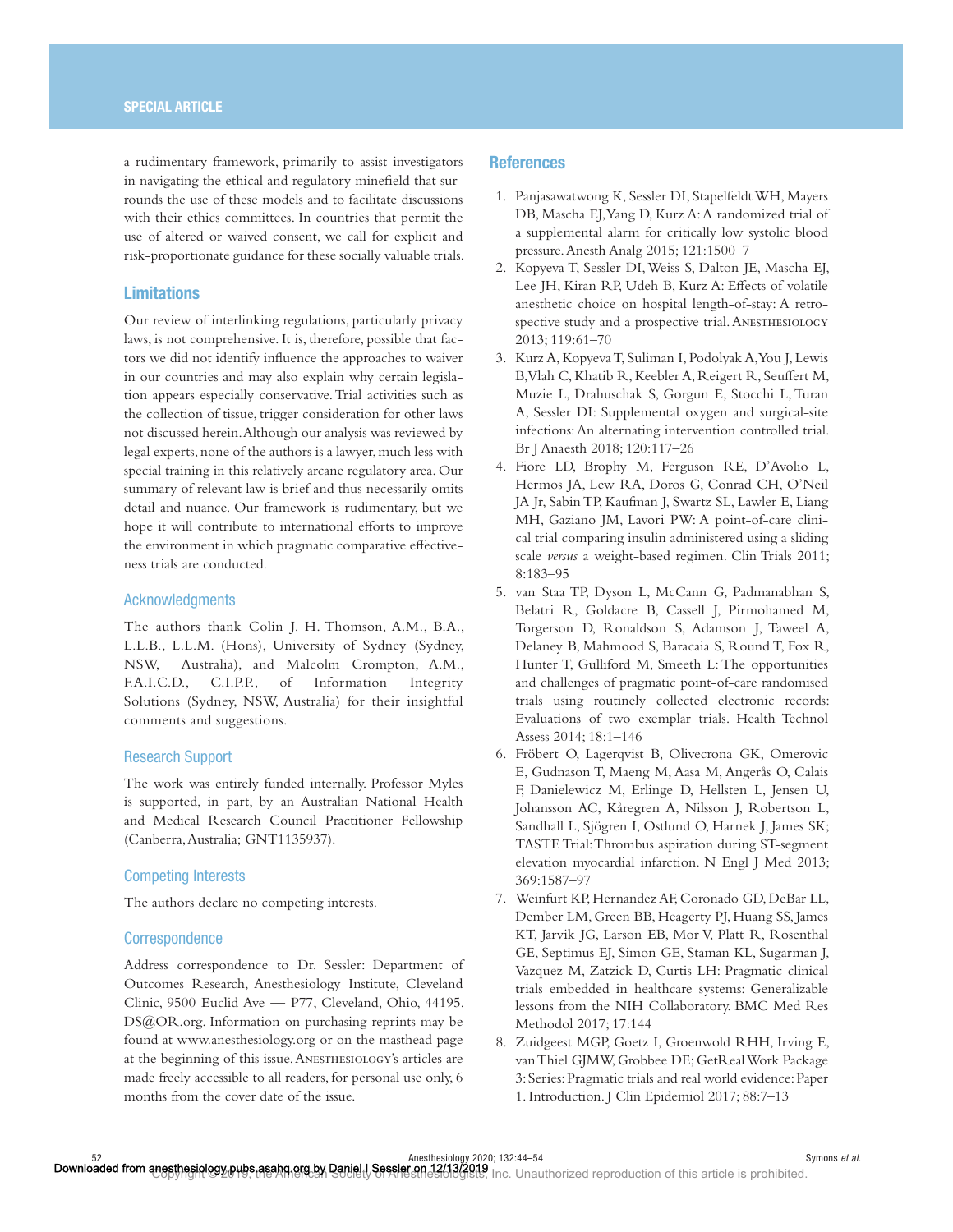a rudimentary framework, primarily to assist investigators in navigating the ethical and regulatory minefield that surrounds the use of these models and to facilitate discussions with their ethics committees. In countries that permit the use of altered or waived consent, we call for explicit and risk-proportionate guidance for these socially valuable trials.

## Limitations

Our review of interlinking regulations, particularly privacy laws, is not comprehensive. It is, therefore, possible that factors we did not identify influence the approaches to waiver in our countries and may also explain why certain legislation appears especially conservative. Trial activities such as the collection of tissue, trigger consideration for other laws not discussed herein. Although our analysis was reviewed by legal experts, none of the authors is a lawyer, much less with special training in this relatively arcane regulatory area. Our summary of relevant law is brief and thus necessarily omits detail and nuance. Our framework is rudimentary, but we hope it will contribute to international efforts to improve the environment in which pragmatic comparative effectiveness trials are conducted.

### Acknowledgments

The authors thank Colin J. H. Thomson, A.M., B.A., L.L.B., L.L.M. (Hons), University of Sydney (Sydney, NSW, Australia), and Malcolm Crompton, A.M., F.A.I.C.D., C.I.P.P., of Information Integrity Solutions (Sydney, NSW, Australia) for their insightful comments and suggestions.

### Research Support

The work was entirely funded internally. Professor Myles is supported, in part, by an Australian National Health and Medical Research Council Practitioner Fellowship (Canberra, Australia; GNT1135937).

### Competing Interests

The authors declare no competing interests.

### Correspondence

Address correspondence to Dr. Sessler: Department of Outcomes Research, Anesthesiology Institute, Cleveland Clinic, 9500 Euclid Ave — P77, Cleveland, Ohio, 44195. DS@OR.org. Information on purchasing reprints may be found at www.anesthesiology.org or on the masthead page at the beginning of this issue. ANESTHESIOLOGY's articles are made freely accessible to all readers, for personal use only, 6 months from the cover date of the issue.

## References

1. Panjasawatwong K, Sessler DI, Stapelfeldt WH, Mayers DB, Mascha EJ, Yang D, Kurz A: A randomized trial of a supplemental alarm for critically low systolic blood pressure. Anesth Analg 2015; 121:1500–7
2. Kopyeva T, Sessler DI, Weiss S, Dalton JE, Mascha EJ, Lee JH, Kiran RP, Udeh B, Kurz A: Effects of volatile anesthetic choice on hospital length-of-stay: A retrospective study and a prospective trial. ANESTHESIOLOGY 2013; 119:61–70
3. Kurz A, Kopyeva T, Suliman I, Podolyak A, You J, Lewis B, Vlah C, Khatib R, Keebler A, Reigert R, Seuffert M, Muzie L, Drahuschak S, Gorgun E, Stocchi L, Turan A, Sessler DI: Supplemental oxygen and surgical-site infections: An alternating intervention controlled trial. Br J Anaesth 2018; 120:117–26
4. Fiore LD, Brophy M, Ferguson RE, D'Avolio L, Hermos JA, Lew RA, Doros G, Conrad CH, O'Neil JA Jr, Sabin TP, Kaufman J, Swartz SL, Lawler E, Liang MH, Gaziano JM, Lavori PW: A point-of-care clinical trial comparing insulin administered using a sliding scale *versus* a weight-based regimen. Clin Trials 2011; 8:183–95
5. van Staa TP, Dyson L, McCann G, Padmanabhan S, Belatri R, Goldacre B, Cassell J, Pirmohamed M, Torgerson D, Ronaldson S, Adamson J, Taweel A, Delaney B, Mahmood S, Baracaia S, Round T, Fox R, Hunter T, Gulliford M, Smeeth L: The opportunities and challenges of pragmatic point-of-care randomised trials using routinely collected electronic records: Evaluations of two exemplar trials. Health Technol Assess 2014; 18:1–146
6. Fröbert O, Lagerqvist B, Olivecrona GK, Omerovic E, Gudnason T, Maeng M, Aasa M, Angerås O, Calais F, Danielewicz M, Erlinge D, Hellsten L, Jensen U, Johansson AC, Kåregren A, Nilsson J, Robertson L, Sandhall L, Sjögren I, Ostlund O, Harnek J, James SK; TASTE Trial: Thrombus aspiration during ST-segment elevation myocardial infarction. N Engl J Med 2013; 369:1587–97
7. Weinfurt KP, Hernandez AF, Coronado GD, DeBar LL, Dember LM, Green BB, Heagerty PJ, Huang SS, James KT, Jarvik JG, Larson EB, Mor V, Platt R, Rosenthal GE, Septimus EJ, Simon GE, Staman KL, Sugarman J, Vazquez M, Zatzick D, Curtis LH: Pragmatic clinical trials embedded in healthcare systems: Generalizable lessons from the NIH Collaboratory. BMC Med Res Methodol 2017; 17:144
8. Zuidgeest MGP, Goetz I, Groenwold RHH, Irving E, van Thiel GJMW, Grobbee DE; GetReal Work Package 3: Series: Pragmatic trials and real world evidence: Paper 1. Introduction. J Clin Epidemiol 2017; 88:7–13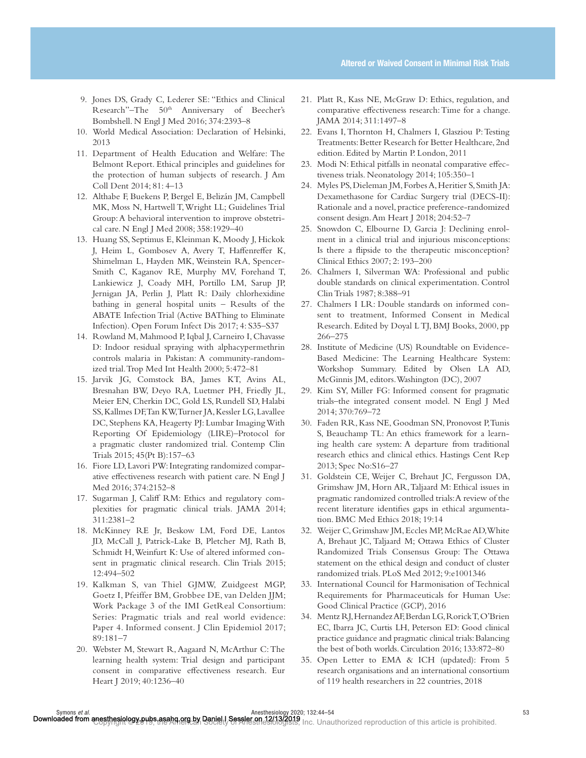9. Jones DS, Grady C, Lederer SE: "Ethics and Clinical Research"–The 50th Anniversary of Beecher's Bombshell. N Engl J Med 2016; 374:2393–8
10. World Medical Association: Declaration of Helsinki, 2013
11. Department of Health Education and Welfare: The Belmont Report. Ethical principles and guidelines for the protection of human subjects of research. J Am Coll Dent 2014; 81: 4–13
12. Althabe F, Buekens P, Bergel E, Belizán JM, Campbell MK, Moss N, Hartwell T, Wright LL; Guidelines Trial Group: A behavioral intervention to improve obstetrical care. N Engl J Med 2008; 358:1929–40
13. Huang SS, Septimus E, Kleinman K, Moody J, Hickok J, Heim L, Gombosev A, Avery T, Haffenreffer K, Shimelman L, Hayden MK, Weinstein RA, Spencer-Smith C, Kaganov RE, Murphy MV, Forehand T, Lankiewicz J, Coady MH, Portillo LM, Sarup JP, Jernigan JA, Perlin J, Platt R: Daily chlorhexidine bathing in general hospital units – Results of the ABATE Infection Trial (Active BAThing to Eliminate Infection). Open Forum Infect Dis 2017; 4: S35–S37
14. Rowland M, Mahmood P, Iqbal J, Carneiro I, Chavasse D: Indoor residual spraying with alphacypermethrin controls malaria in Pakistan: A community-randomized trial. Trop Med Int Health 2000; 5:472–81
15. Jarvik JG, Comstock BA, James KT, Avins AL, Bresnahan BW, Deyo RA, Luetmer PH, Friedly JL, Meier EN, Cherkin DC, Gold LS, Rundell SD, Halabi SS, Kallmes DF, Tan KW, Turner JA, Kessler LG, Lavallee DC, Stephens KA, Heagerty PJ: Lumbar Imaging With Reporting Of Epidemiology (LIRE)–Protocol for a pragmatic cluster randomized trial. Contemp Clin Trials 2015; 45(Pt B):157–63
16. Fiore LD, Lavori PW: Integrating randomized comparative effectiveness research with patient care. N Engl J Med 2016; 374:2152–8
17. Sugarman J, Califf RM: Ethics and regulatory complexities for pragmatic clinical trials. JAMA 2014; 311:2381–2
18. McKinney RE Jr, Beskow LM, Ford DE, Lantos JD, McCall J, Patrick-Lake B, Pletcher MJ, Rath B, Schmidt H, Weinfurt K: Use of altered informed consent in pragmatic clinical research. Clin Trials 2015; 12:494–502
19. Kalkman S, van Thiel GJMW, Zuidgeest MGP, Goetz I, Pfeiffer BM, Grobbee DE, van Delden JJM; Work Package 3 of the IMI GetReal Consortium: Series: Pragmatic trials and real world evidence: Paper 4. Informed consent. J Clin Epidemiol 2017; 89:181–7
20. Webster M, Stewart R, Aagaard N, McArthur C: The learning health system: Trial design and participant consent in comparative effectiveness research. Eur Heart J 2019; 40:1236–40
21. Platt R, Kass NE, McGraw D: Ethics, regulation, and comparative effectiveness research: Time for a change. JAMA 2014; 311:1497–8
22. Evans I, Thornton H, Chalmers I, Glasziou P: Testing Treatments: Better Research for Better Healthcare, 2nd edition. Edited by Martin P. London, 2011
23. Modi N: Ethical pitfalls in neonatal comparative effectiveness trials. Neonatology 2014; 105:350–1
24. Myles PS, Dieleman JM, Forbes A, Heritier S, Smith JA: Dexamethasone for Cardiac Surgery trial (DECS-II): Rationale and a novel, practice preference-randomized consent design. Am Heart J 2018; 204:52–7
25. Snowdon C, Elbourne D, Garcia J: Declining enrolment in a clinical trial and injurious misconceptions: Is there a flipside to the therapeutic misconception? Clinical Ethics 2007; 2: 193–200
26. Chalmers I, Silverman WA: Professional and public double standards on clinical experimentation. Control Clin Trials 1987; 8:388–91
27. Chalmers I LR: Double standards on informed consent to treatment, Informed Consent in Medical Research. Edited by Doyal L TJ, BMJ Books, 2000, pp 266–275
28. Institute of Medicine (US) Roundtable on Evidence-Based Medicine: The Learning Healthcare System: Workshop Summary. Edited by Olsen LA AD, McGinnis JM, editors. Washington (DC), 2007
29. Kim SY, Miller FG: Informed consent for pragmatic trials–the integrated consent model. N Engl J Med 2014; 370:769–72
30. Faden RR, Kass NE, Goodman SN, Pronovost P, Tunis S, Beauchamp TL: An ethics framework for a learning health care system: A departure from traditional research ethics and clinical ethics. Hastings Cent Rep 2013; Spec No:S16–27
31. Goldstein CE, Weijer C, Brehaut JC, Fergusson DA, Grimshaw JM, Horn AR, Taljaard M: Ethical issues in pragmatic randomized controlled trials: A review of the recent literature identifies gaps in ethical argumentation. BMC Med Ethics 2018; 19:14
32. Weijer C, Grimshaw JM, Eccles MP, McRae AD, White A, Brehaut JC, Taljaard M; Ottawa Ethics of Cluster Randomized Trials Consensus Group: The Ottawa statement on the ethical design and conduct of cluster randomized trials. PLoS Med 2012; 9:e1001346
33. International Council for Harmonisation of Technical Requirements for Pharmaceuticals for Human Use: Good Clinical Practice (GCP), 2016
34. Mentz RJ, Hernandez AF, Berdan LG, Rorick T, O'Brien EC, Ibarra JC, Curtis LH, Peterson ED: Good clinical practice guidance and pragmatic clinical trials: Balancing the best of both worlds. Circulation 2016; 133:872–80
35. Open Letter to EMA & ICH (updated): From 5 research organisations and an international consortium of 119 health researchers in 22 countries, 2018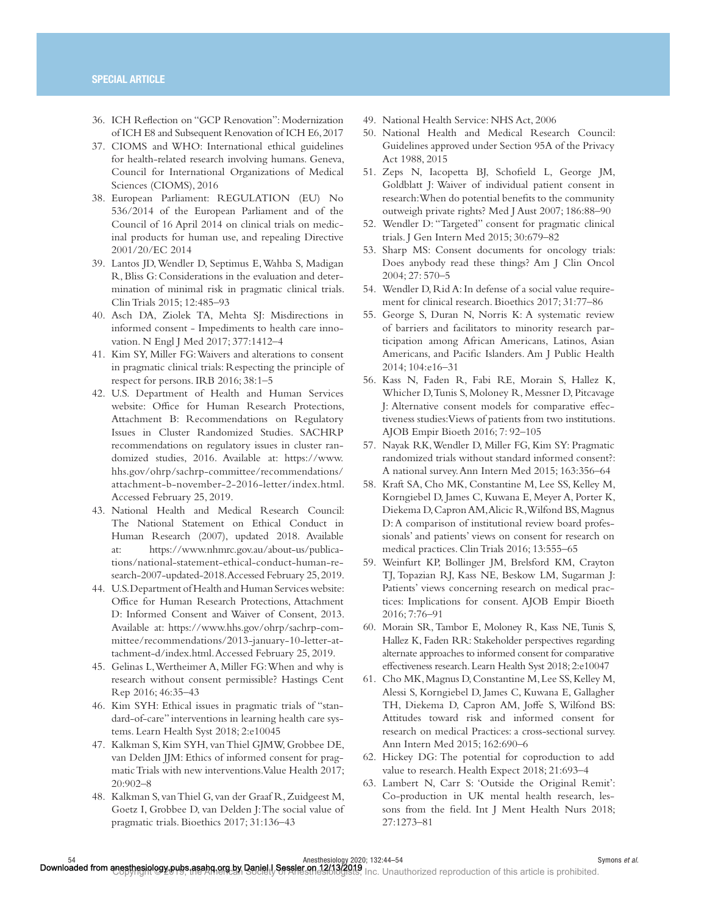36. ICH Reflection on "GCP Renovation": Modernization of ICH E8 and Subsequent Renovation of ICH E6, 2017
37. CIOMS and WHO: International ethical guidelines for health-related research involving humans. Geneva, Council for International Organizations of Medical Sciences (CIOMS), 2016
38. European Parliament: REGULATION (EU) No 536/2014 of the European Parliament and of the Council of 16 April 2014 on clinical trials on medicinal products for human use, and repealing Directive 2001/20/EC 2014
39. Lantos JD, Wendler D, Septimus E, Wahba S, Madigan R, Bliss G: Considerations in the evaluation and determination of minimal risk in pragmatic clinical trials. Clin Trials 2015; 12:485–93
40. Asch DA, Ziolek TA, Mehta SJ: Misdirections in informed consent - Impediments to health care innovation. N Engl J Med 2017; 377:1412–4
41. Kim SY, Miller FG: Waivers and alterations to consent in pragmatic clinical trials: Respecting the principle of respect for persons. IRB 2016; 38:1–5
42. U.S. Department of Health and Human Services website: Office for Human Research Protections, Attachment B: Recommendations on Regulatory Issues in Cluster Randomized Studies. SACHRP recommendations on regulatory issues in cluster randomized studies, 2016. Available at: https://www.hhs.gov/ohrp/sachrp-committee/recommendations/attachment-b-november-2-2016-letter/index.html. Accessed February 25, 2019.
43. National Health and Medical Research Council: The National Statement on Ethical Conduct in Human Research (2007), updated 2018. Available at: https://www.nhmrc.gov.au/about-us/publications/national-statement-ethical-conduct-human-research-2007-updated-2018. Accessed February 25, 2019.
44. U.S. Department of Health and Human Services website: Office for Human Research Protections, Attachment D: Informed Consent and Waiver of Consent, 2013. Available at: https://www.hhs.gov/ohrp/sachrp-committee/recommendations/2013-january-10-letter-attachment-d/index.html. Accessed February 25, 2019.
45. Gelinas L, Wertheimer A, Miller FG: When and why is research without consent permissible? Hastings Cent Rep 2016; 46:35–43
46. Kim SYH: Ethical issues in pragmatic trials of "standard-of-care" interventions in learning health care systems. Learn Health Syst 2018; 2:e10045
47. Kalkman S, Kim SYH, van Thiel GJMW, Grobbee DE, van Delden JJM: Ethics of informed consent for pragmatic Trials with new interventions. Value Health 2017; 20:902–8
48. Kalkman S, van Thiel G, van der Graaf R, Zuidgeest M, Goetz I, Grobbee D, van Delden J: The social value of pragmatic trials. Bioethics 2017; 31:136–43
49. National Health Service: NHS Act, 2006
50. National Health and Medical Research Council: Guidelines approved under Section 95A of the Privacy Act 1988, 2015
51. Zeps N, Iacopetta BJ, Schofield L, George JM, Goldblatt J: Waiver of individual patient consent in research: When do potential benefits to the community outweigh private rights? Med J Aust 2007; 186:88–90
52. Wendler D: "Targeted" consent for pragmatic clinical trials. J Gen Intern Med 2015; 30:679–82
53. Sharp MS: Consent documents for oncology trials: Does anybody read these things? Am J Clin Oncol 2004; 27: 570–5
54. Wendler D, Rid A: In defense of a social value requirement for clinical research. Bioethics 2017; 31:77–86
55. George S, Duran N, Norris K: A systematic review of barriers and facilitators to minority research participation among African Americans, Latinos, Asian Americans, and Pacific Islanders. Am J Public Health 2014; 104:e16–31
56. Kass N, Faden R, Fabi RE, Morain S, Hallez K, Whicher D, Tunis S, Moloney R, Messner D, Pitcavage J: Alternative consent models for comparative effectiveness studies: Views of patients from two institutions. AJOB Empir Bioeth 2016; 7: 92–105
57. Nayak RK, Wendler D, Miller FG, Kim SY: Pragmatic randomized trials without standard informed consent?: A national survey. Ann Intern Med 2015; 163:356–64
58. Kraft SA, Cho MK, Constantine M, Lee SS, Kelley M, Korngiebel D, James C, Kuwana E, Meyer A, Porter K, Diekema D, Capron AM, Alicic R, Wilfond BS, Magnus D: A comparison of institutional review board professionals' and patients' views on consent for research on medical practices. Clin Trials 2016; 13:555–65
59. Weinfurt KP, Bollinger JM, Brelsford KM, Crayton TJ, Topazian RJ, Kass NE, Beskow LM, Sugarman J: Patients' views concerning research on medical practices: Implications for consent. AJOB Empir Bioeth 2016; 7:76–91
60. Morain SR, Tambor E, Moloney R, Kass NE, Tunis S, Hallez K, Faden RR: Stakeholder perspectives regarding alternate approaches to informed consent for comparative effectiveness research. Learn Health Syst 2018; 2:e10047
61. Cho MK, Magnus D, Constantine M, Lee SS, Kelley M, Alessi S, Korngiebel D, James C, Kuwana E, Gallagher TH, Diekema D, Capron AM, Joffe S, Wilfond BS: Attitudes toward risk and informed consent for research on medical Practices: a cross-sectional survey. Ann Intern Med 2015; 162:690–6
62. Hickey DG: The potential for coproduction to add value to research. Health Expect 2018; 21:693–4
63. Lambert N, Carr S: 'Outside the Original Remit': Co-production in UK mental health research, lessons from the field. Int J Ment Health Nurs 2018; 27:1273–81